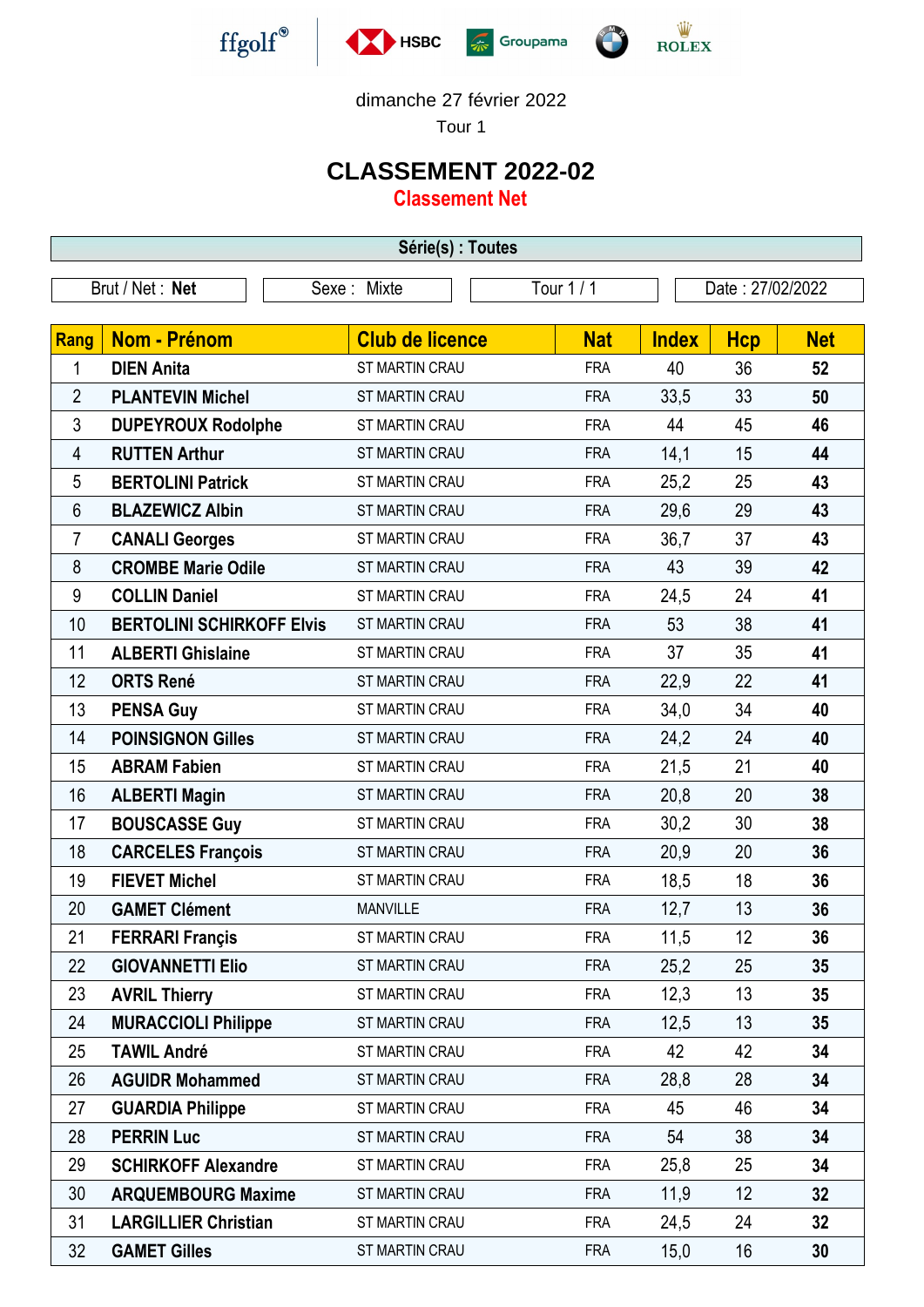ffgolf® HSBC Groupama ROLEX

dimanche 27 février 2022

Tour 1

# CLASSEMENT 2022-02

## Classement Net

**Série(s) : Toutes**

| Brut / Net : **Net** | Sexe : Mixte | Tour 1 / 1 | Date : 27/02/2022 |
|---|---|---|---|

| Rang | Nom - Prénom | Club de licence | Nat | Index | Hcp | Net |
|---|---|---|---|---|---|---|
| 1 | **DIEN Anita** | ST MARTIN CRAU | FRA | 40 | 36 | **52** |
| 2 | **PLANTEVIN Michel** | ST MARTIN CRAU | FRA | 33,5 | 33 | **50** |
| 3 | **DUPEYROUX Rodolphe** | ST MARTIN CRAU | FRA | 44 | 45 | **46** |
| 4 | **RUTTEN Arthur** | ST MARTIN CRAU | FRA | 14,1 | 15 | **44** |
| 5 | **BERTOLINI Patrick** | ST MARTIN CRAU | FRA | 25,2 | 25 | **43** |
| 6 | **BLAZEWICZ Albin** | ST MARTIN CRAU | FRA | 29,6 | 29 | **43** |
| 7 | **CANALI Georges** | ST MARTIN CRAU | FRA | 36,7 | 37 | **43** |
| 8 | **CROMBE Marie Odile** | ST MARTIN CRAU | FRA | 43 | 39 | **42** |
| 9 | **COLLIN Daniel** | ST MARTIN CRAU | FRA | 24,5 | 24 | **41** |
| 10 | **BERTOLINI SCHIRKOFF Elvis** | ST MARTIN CRAU | FRA | 53 | 38 | **41** |
| 11 | **ALBERTI Ghislaine** | ST MARTIN CRAU | FRA | 37 | 35 | **41** |
| 12 | **ORTS René** | ST MARTIN CRAU | FRA | 22,9 | 22 | **41** |
| 13 | **PENSA Guy** | ST MARTIN CRAU | FRA | 34,0 | 34 | **40** |
| 14 | **POINSIGNON Gilles** | ST MARTIN CRAU | FRA | 24,2 | 24 | **40** |
| 15 | **ABRAM Fabien** | ST MARTIN CRAU | FRA | 21,5 | 21 | **40** |
| 16 | **ALBERTI Magin** | ST MARTIN CRAU | FRA | 20,8 | 20 | **38** |
| 17 | **BOUSCASSE Guy** | ST MARTIN CRAU | FRA | 30,2 | 30 | **38** |
| 18 | **CARCELES François** | ST MARTIN CRAU | FRA | 20,9 | 20 | **36** |
| 19 | **FIEVET Michel** | ST MARTIN CRAU | FRA | 18,5 | 18 | **36** |
| 20 | **GAMET Clément** | MANVILLE | FRA | 12,7 | 13 | **36** |
| 21 | **FERRARI Françis** | ST MARTIN CRAU | FRA | 11,5 | 12 | **36** |
| 22 | **GIOVANNETTI Elio** | ST MARTIN CRAU | FRA | 25,2 | 25 | **35** |
| 23 | **AVRIL Thierry** | ST MARTIN CRAU | FRA | 12,3 | 13 | **35** |
| 24 | **MURACCIOLI Philippe** | ST MARTIN CRAU | FRA | 12,5 | 13 | **35** |
| 25 | **TAWIL André** | ST MARTIN CRAU | FRA | 42 | 42 | **34** |
| 26 | **AGUIDR Mohammed** | ST MARTIN CRAU | FRA | 28,8 | 28 | **34** |
| 27 | **GUARDIA Philippe** | ST MARTIN CRAU | FRA | 45 | 46 | **34** |
| 28 | **PERRIN Luc** | ST MARTIN CRAU | FRA | 54 | 38 | **34** |
| 29 | **SCHIRKOFF Alexandre** | ST MARTIN CRAU | FRA | 25,8 | 25 | **34** |
| 30 | **ARQUEMBOURG Maxime** | ST MARTIN CRAU | FRA | 11,9 | 12 | **32** |
| 31 | **LARGILLIER Christian** | ST MARTIN CRAU | FRA | 24,5 | 24 | **32** |
| 32 | **GAMET Gilles** | ST MARTIN CRAU | FRA | 15,0 | 16 | **30** |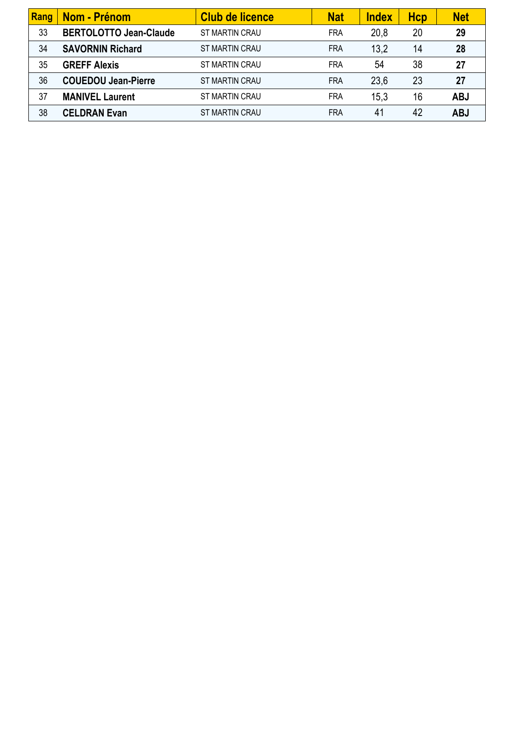| Rang | Nom - Prénom | Club de licence | Nat | Index | Hcp | Net |
|---|---|---|---|---|---|---|
| 33 | **BERTOLOTTO Jean-Claude** | ST MARTIN CRAU | FRA | 20,8 | 20 | **29** |
| 34 | **SAVORNIN Richard** | ST MARTIN CRAU | FRA | 13,2 | 14 | **28** |
| 35 | **GREFF Alexis** | ST MARTIN CRAU | FRA | 54 | 38 | **27** |
| 36 | **COUEDOU Jean-Pierre** | ST MARTIN CRAU | FRA | 23,6 | 23 | **27** |
| 37 | **MANIVEL Laurent** | ST MARTIN CRAU | FRA | 15,3 | 16 | **ABJ** |
| 38 | **CELDRAN Evan** | ST MARTIN CRAU | FRA | 41 | 42 | **ABJ** |